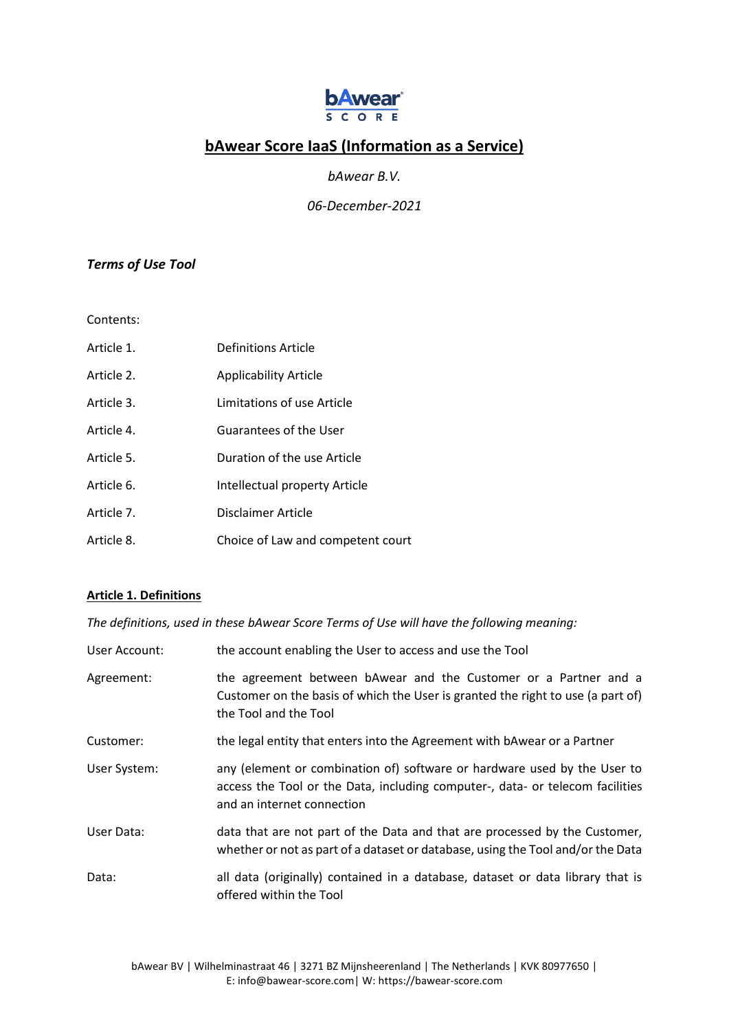bAwear SCORE

# bAwear Score IaaS (Information as a Service)

*bAwear B.V.*

*06-December-2021*

***Terms of Use Tool***

Contents:

| | |
|---|---|
| Article 1. | Definitions Article |
| Article 2. | Applicability Article |
| Article 3. | Limitations of use Article |
| Article 4. | Guarantees of the User |
| Article 5. | Duration of the use Article |
| Article 6. | Intellectual property Article |
| Article 7. | Disclaimer Article |
| Article 8. | Choice of Law and competent court |

## Article 1. Definitions

*The definitions, used in these bAwear Score Terms of Use will have the following meaning:*

| | |
|---|---|
| User Account: | the account enabling the User to access and use the Tool |
| Agreement: | the agreement between bAwear and the Customer or a Partner and a Customer on the basis of which the User is granted the right to use (a part of) the Tool and the Tool |
| Customer: | the legal entity that enters into the Agreement with bAwear or a Partner |
| User System: | any (element or combination of) software or hardware used by the User to access the Tool or the Data, including computer-, data- or telecom facilities and an internet connection |
| User Data: | data that are not part of the Data and that are processed by the Customer, whether or not as part of a dataset or database, using the Tool and/or the Data |
| Data: | all data (originally) contained in a database, dataset or data library that is offered within the Tool |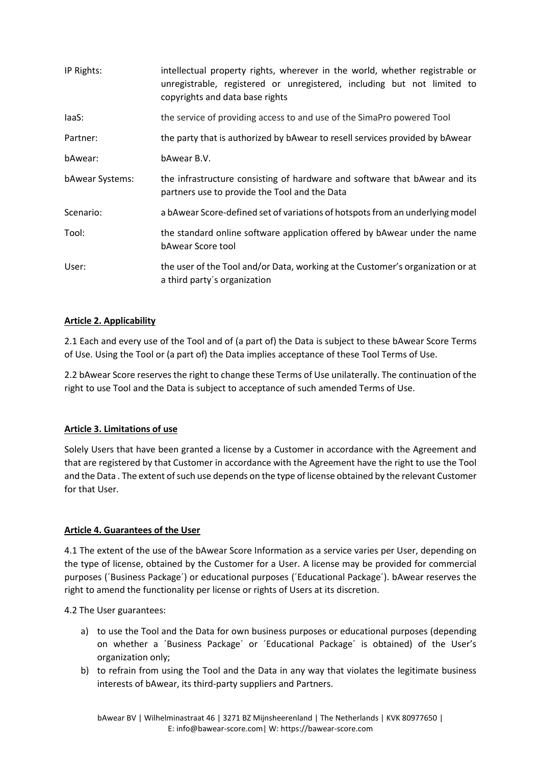| | |
|---|---|
| IP Rights: | intellectual property rights, wherever in the world, whether registrable or unregistrable, registered or unregistered, including but not limited to copyrights and data base rights |
| IaaS: | the service of providing access to and use of the SimaPro powered Tool |
| Partner: | the party that is authorized by bAwear to resell services provided by bAwear |
| bAwear: | bAwear B.V. |
| bAwear Systems: | the infrastructure consisting of hardware and software that bAwear and its partners use to provide the Tool and the Data |
| Scenario: | a bAwear Score-defined set of variations of hotspots from an underlying model |
| Tool: | the standard online software application offered by bAwear under the name bAwear Score tool |
| User: | the user of the Tool and/or Data, working at the Customer's organization or at a third party´s organization |

## Article 2. Applicability

2.1 Each and every use of the Tool and of (a part of) the Data is subject to these bAwear Score Terms of Use. Using the Tool or (a part of) the Data implies acceptance of these Tool Terms of Use.

2.2 bAwear Score reserves the right to change these Terms of Use unilaterally. The continuation of the right to use Tool and the Data is subject to acceptance of such amended Terms of Use.

## Article 3. Limitations of use

Solely Users that have been granted a license by a Customer in accordance with the Agreement and that are registered by that Customer in accordance with the Agreement have the right to use the Tool and the Data . The extent of such use depends on the type of license obtained by the relevant Customer for that User.

## Article 4. Guarantees of the User

4.1 The extent of the use of the bAwear Score Information as a service varies per User, depending on the type of license, obtained by the Customer for a User. A license may be provided for commercial purposes (´Business Package´) or educational purposes (´Educational Package´). bAwear reserves the right to amend the functionality per license or rights of Users at its discretion.

4.2 The User guarantees:

a) to use the Tool and the Data for own business purposes or educational purposes (depending on whether a ´Business Package´ or ´Educational Package´ is obtained) of the User's organization only;
b) to refrain from using the Tool and the Data in any way that violates the legitimate business interests of bAwear, its third-party suppliers and Partners.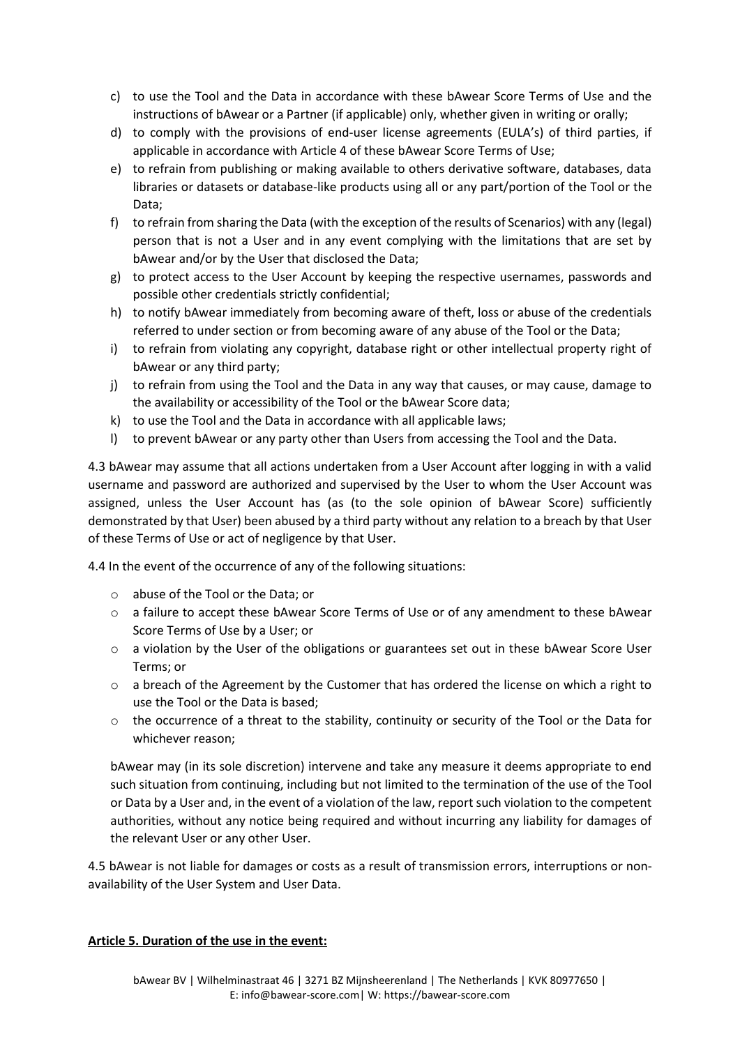c) to use the Tool and the Data in accordance with these bAwear Score Terms of Use and the instructions of bAwear or a Partner (if applicable) only, whether given in writing or orally;
d) to comply with the provisions of end-user license agreements (EULA's) of third parties, if applicable in accordance with Article 4 of these bAwear Score Terms of Use;
e) to refrain from publishing or making available to others derivative software, databases, data libraries or datasets or database-like products using all or any part/portion of the Tool or the Data;
f) to refrain from sharing the Data (with the exception of the results of Scenarios) with any (legal) person that is not a User and in any event complying with the limitations that are set by bAwear and/or by the User that disclosed the Data;
g) to protect access to the User Account by keeping the respective usernames, passwords and possible other credentials strictly confidential;
h) to notify bAwear immediately from becoming aware of theft, loss or abuse of the credentials referred to under section or from becoming aware of any abuse of the Tool or the Data;
i) to refrain from violating any copyright, database right or other intellectual property right of bAwear or any third party;
j) to refrain from using the Tool and the Data in any way that causes, or may cause, damage to the availability or accessibility of the Tool or the bAwear Score data;
k) to use the Tool and the Data in accordance with all applicable laws;
l) to prevent bAwear or any party other than Users from accessing the Tool and the Data.

4.3 bAwear may assume that all actions undertaken from a User Account after logging in with a valid username and password are authorized and supervised by the User to whom the User Account was assigned, unless the User Account has (as (to the sole opinion of bAwear Score) sufficiently demonstrated by that User) been abused by a third party without any relation to a breach by that User of these Terms of Use or act of negligence by that User.

4.4 In the event of the occurrence of any of the following situations:

- abuse of the Tool or the Data; or
- a failure to accept these bAwear Score Terms of Use or of any amendment to these bAwear Score Terms of Use by a User; or
- a violation by the User of the obligations or guarantees set out in these bAwear Score User Terms; or
- a breach of the Agreement by the Customer that has ordered the license on which a right to use the Tool or the Data is based;
- the occurrence of a threat to the stability, continuity or security of the Tool or the Data for whichever reason;

bAwear may (in its sole discretion) intervene and take any measure it deems appropriate to end such situation from continuing, including but not limited to the termination of the use of the Tool or Data by a User and, in the event of a violation of the law, report such violation to the competent authorities, without any notice being required and without incurring any liability for damages of the relevant User or any other User.

4.5 bAwear is not liable for damages or costs as a result of transmission errors, interruptions or non-availability of the User System and User Data.

**Article 5. Duration of the use in the event:**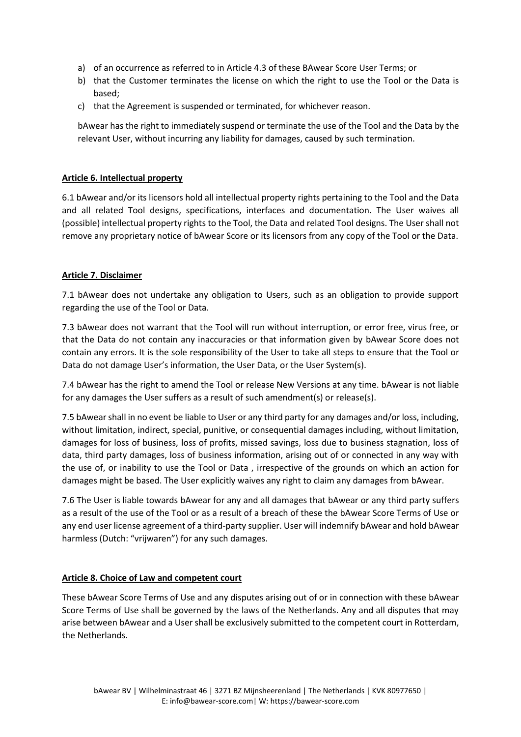a) of an occurrence as referred to in Article 4.3 of these BAwear Score User Terms; or
b) that the Customer terminates the license on which the right to use the Tool or the Data is based;
c) that the Agreement is suspended or terminated, for whichever reason.

bAwear has the right to immediately suspend or terminate the use of the Tool and the Data by the relevant User, without incurring any liability for damages, caused by such termination.

**Article 6. Intellectual property**

6.1 bAwear and/or its licensors hold all intellectual property rights pertaining to the Tool and the Data and all related Tool designs, specifications, interfaces and documentation. The User waives all (possible) intellectual property rights to the Tool, the Data and related Tool designs. The User shall not remove any proprietary notice of bAwear Score or its licensors from any copy of the Tool or the Data.

**Article 7. Disclaimer**

7.1 bAwear does not undertake any obligation to Users, such as an obligation to provide support regarding the use of the Tool or Data.

7.3 bAwear does not warrant that the Tool will run without interruption, or error free, virus free, or that the Data do not contain any inaccuracies or that information given by bAwear Score does not contain any errors. It is the sole responsibility of the User to take all steps to ensure that the Tool or Data do not damage User's information, the User Data, or the User System(s).

7.4 bAwear has the right to amend the Tool or release New Versions at any time. bAwear is not liable for any damages the User suffers as a result of such amendment(s) or release(s).

7.5 bAwear shall in no event be liable to User or any third party for any damages and/or loss, including, without limitation, indirect, special, punitive, or consequential damages including, without limitation, damages for loss of business, loss of profits, missed savings, loss due to business stagnation, loss of data, third party damages, loss of business information, arising out of or connected in any way with the use of, or inability to use the Tool or Data , irrespective of the grounds on which an action for damages might be based. The User explicitly waives any right to claim any damages from bAwear.

7.6 The User is liable towards bAwear for any and all damages that bAwear or any third party suffers as a result of the use of the Tool or as a result of a breach of these the bAwear Score Terms of Use or any end user license agreement of a third-party supplier. User will indemnify bAwear and hold bAwear harmless (Dutch: "vrijwaren") for any such damages.

**Article 8. Choice of Law and competent court**

These bAwear Score Terms of Use and any disputes arising out of or in connection with these bAwear Score Terms of Use shall be governed by the laws of the Netherlands. Any and all disputes that may arise between bAwear and a User shall be exclusively submitted to the competent court in Rotterdam, the Netherlands.